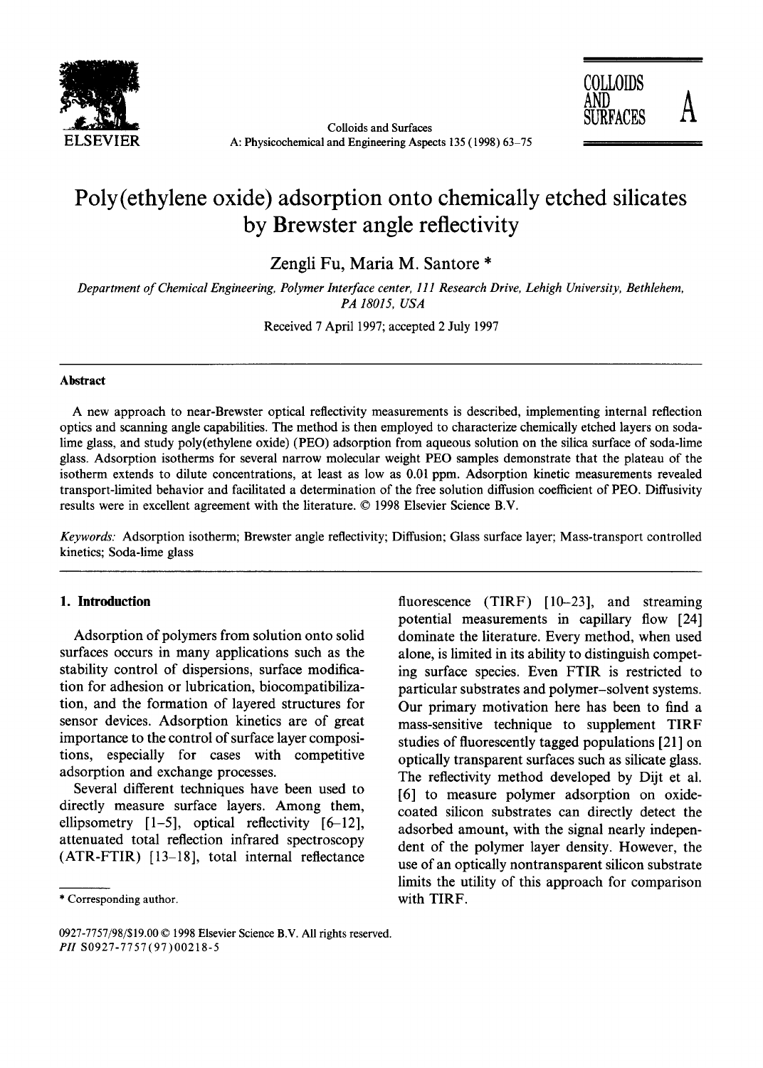# Poly(ethylene oxide) adsorption onto chemically etched silicates by Brewster angle reflectivity

Zengli Fu, Maria M. Santore *

*Department of Chemical Engineering, Polymer Interface center, 111 Research Drive, Lehigh University, Bethlehem, PA 18015, USA*

Received 7 April 1997; accepted 2 July 1997

## Abstract

A new approach to near-Brewster optical reflectivity measurements is described, implementing internal reflection optics and scanning angle capabilities. The method is then employed to characterize chemically etched layers on soda-lime glass, and study poly(ethylene oxide) (PEO) adsorption from aqueous solution on the silica surface of soda-lime glass. Adsorption isotherms for several narrow molecular weight PEO samples demonstrate that the plateau of the isotherm extends to dilute concentrations, at least as low as 0.01 ppm. Adsorption kinetic measurements revealed transport-limited behavior and facilitated a determination of the free solution diffusion coefficient of PEO. Diffusivity results were in excellent agreement with the literature. © 1998 Elsevier Science B.V.

*Keywords:* Adsorption isotherm; Brewster angle reflectivity; Diffusion; Glass surface layer; Mass-transport controlled kinetics; Soda-lime glass

## 1. Introduction

Adsorption of polymers from solution onto solid surfaces occurs in many applications such as the stability control of dispersions, surface modification for adhesion or lubrication, biocompatibilization, and the formation of layered structures for sensor devices. Adsorption kinetics are of great importance to the control of surface layer compositions, especially for cases with competitive adsorption and exchange processes.

Several different techniques have been used to directly measure surface layers. Among them, ellipsometry [1–5], optical reflectivity [6–12], attenuated total reflection infrared spectroscopy (ATR-FTIR) [13–18], total internal reflectance fluorescence (TIRF) [10–23], and streaming potential measurements in capillary flow [24] dominate the literature. Every method, when used alone, is limited in its ability to distinguish competing surface species. Even FTIR is restricted to particular substrates and polymer–solvent systems. Our primary motivation here has been to find a mass-sensitive technique to supplement TIRF studies of fluorescently tagged populations [21] on optically transparent surfaces such as silicate glass. The reflectivity method developed by Dijt et al. [6] to measure polymer adsorption on oxide-coated silicon substrates can directly detect the adsorbed amount, with the signal nearly independent of the polymer layer density. However, the use of an optically nontransparent silicon substrate limits the utility of this approach for comparison with TIRF.

* Corresponding author.

0927-7757/98/$19.00 © 1998 Elsevier Science B.V. All rights reserved.
*PII* S0927-7757(97)00218-5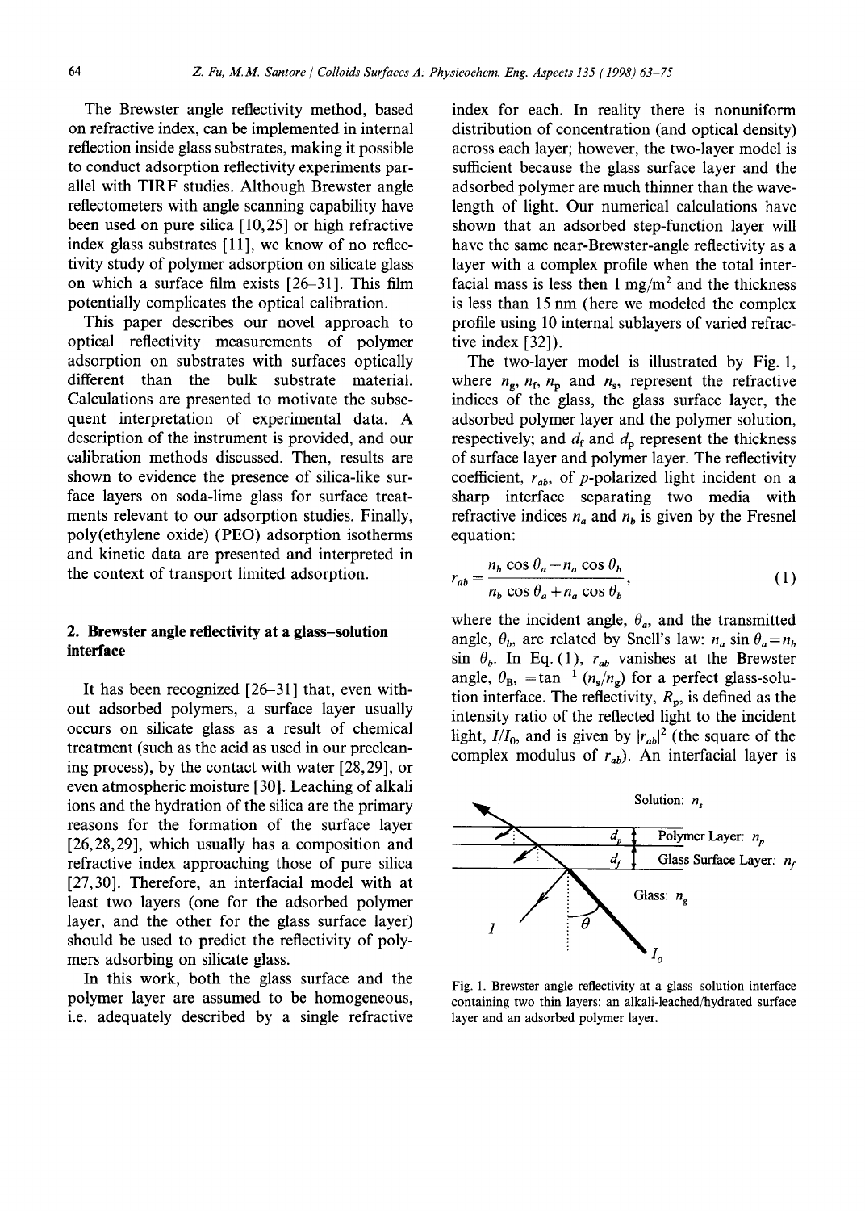The Brewster angle reflectivity method, based on refractive index, can be implemented in internal reflection inside glass substrates, making it possible to conduct adsorption reflectivity experiments parallel with TIRF studies. Although Brewster angle reflectometers with angle scanning capability have been used on pure silica [10,25] or high refractive index glass substrates [11], we know of no reflectivity study of polymer adsorption on silicate glass on which a surface film exists [26–31]. This film potentially complicates the optical calibration.

This paper describes our novel approach to optical reflectivity measurements of polymer adsorption on substrates with surfaces optically different than the bulk substrate material. Calculations are presented to motivate the subsequent interpretation of experimental data. A description of the instrument is provided, and our calibration methods discussed. Then, results are shown to evidence the presence of silica-like surface layers on soda-lime glass for surface treatments relevant to our adsorption studies. Finally, poly(ethylene oxide) (PEO) adsorption isotherms and kinetic data are presented and interpreted in the context of transport limited adsorption.

## 2. Brewster angle reflectivity at a glass–solution interface

It has been recognized [26–31] that, even without adsorbed polymers, a surface layer usually occurs on silicate glass as a result of chemical treatment (such as the acid as used in our precleaning process), by the contact with water [28,29], or even atmospheric moisture [30]. Leaching of alkali ions and the hydration of the silica are the primary reasons for the formation of the surface layer [26,28,29], which usually has a composition and refractive index approaching those of pure silica [27,30]. Therefore, an interfacial model with at least two layers (one for the adsorbed polymer layer, and the other for the glass surface layer) should be used to predict the reflectivity of polymers adsorbing on silicate glass.

In this work, both the glass surface and the polymer layer are assumed to be homogeneous, i.e. adequately described by a single refractive index for each. In reality there is nonuniform distribution of concentration (and optical density) across each layer; however, the two-layer model is sufficient because the glass surface layer and the adsorbed polymer are much thinner than the wavelength of light. Our numerical calculations have shown that an adsorbed step-function layer will have the same near-Brewster-angle reflectivity as a layer with a complex profile when the total interfacial mass is less then 1 mg/m$^2$ and the thickness is less than 15 nm (here we modeled the complex profile using 10 internal sublayers of varied refractive index [32]).

The two-layer model is illustrated by Fig. 1, where $n_g$, $n_f$, $n_p$ and $n_s$, represent the refractive indices of the glass, the glass surface layer, the adsorbed polymer layer and the polymer solution, respectively; and $d_f$ and $d_p$ represent the thickness of surface layer and polymer layer. The reflectivity coefficient, $r_{ab}$, of $p$-polarized light incident on a sharp interface separating two media with refractive indices $n_a$ and $n_b$ is given by the Fresnel equation:

$$r_{ab} = \frac{n_b \cos\theta_a - n_a \cos\theta_b}{n_b \cos\theta_a + n_a \cos\theta_b}, \tag{1}$$

where the incident angle, $\theta_a$, and the transmitted angle, $\theta_b$, are related by Snell's law: $n_a \sin\theta_a = n_b \sin\theta_b$. In Eq. (1), $r_{ab}$ vanishes at the Brewster angle, $\theta_B$, $= \tan^{-1}(n_s/n_g)$ for a perfect glass-solution interface. The reflectivity, $R_p$, is defined as the intensity ratio of the reflected light to the incident light, $I/I_0$, and is given by $|r_{ab}|^2$ (the square of the complex modulus of $r_{ab}$). An interfacial layer is

Fig. 1. Brewster angle reflectivity at a glass–solution interface containing two thin layers: an alkali-leached/hydrated surface layer and an adsorbed polymer layer.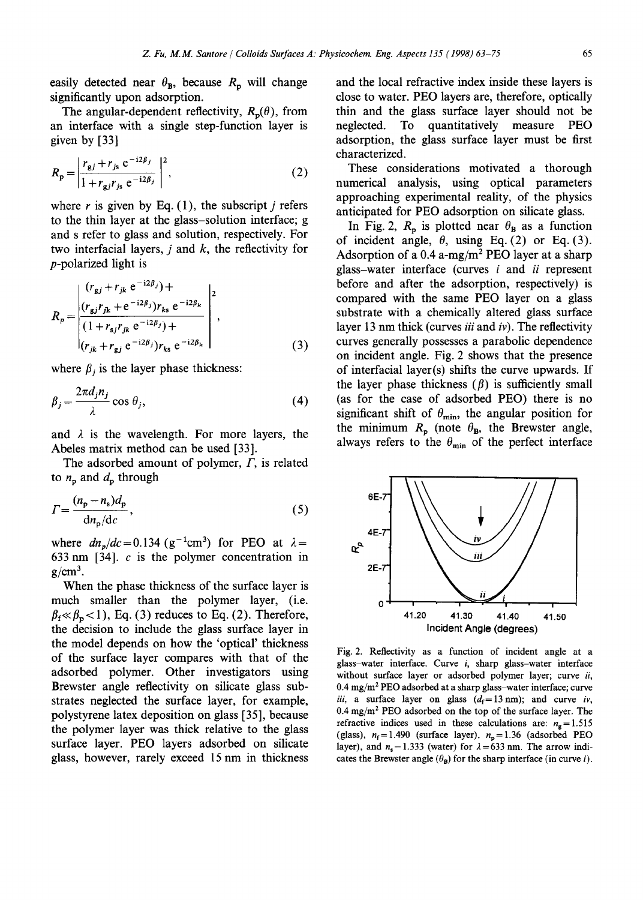easily detected near $\theta_B$, because $R_p$ will change significantly upon adsorption.

The angular-dependent reflectivity, $R_p(\theta)$, from an interface with a single step-function layer is given by [33]

$$R_p = \left| \frac{r_{gj} + r_{js}\, e^{-i2\beta_j}}{1 + r_{gj} r_{js}\, e^{-i2\beta_j}} \right|^2, \tag{2}$$

where $r$ is given by Eq. (1), the subscript $j$ refers to the thin layer at the glass–solution interface; g and s refer to glass and solution, respectively. For two interfacial layers, $j$ and $k$, the reflectivity for $p$-polarized light is

$$R_p = \left| \frac{(r_{gj} + r_{jk}\, e^{-i2\beta_j}) + (r_{gj} r_{jk} + e^{-i2\beta_j}) r_{ks}\, e^{-i2\beta_k}}{(1 + r_{sj} r_{jk}\, e^{-i2\beta_j}) + (r_{jk} + r_{gj}\, e^{-i2\beta_j}) r_{ks}\, e^{-i2\beta_k}} \right|^2, \tag{3}$$

where $\beta_j$ is the layer phase thickness:

$$\beta_j = \frac{2\pi d_j n_j}{\lambda} \cos\theta_j, \tag{4}$$

and $\lambda$ is the wavelength. For more layers, the Abeles matrix method can be used [33].

The adsorbed amount of polymer, $\Gamma$, is related to $n_p$ and $d_p$ through

$$\Gamma = \frac{(n_p - n_s) d_p}{\mathrm{d}n_p/\mathrm{d}c}, \tag{5}$$

where $\mathrm{d}n_p/\mathrm{d}c = 0.134$ ($\mathrm{g}^{-1}\mathrm{cm}^3$) for PEO at $\lambda = 633$ nm [34]. $c$ is the polymer concentration in $\mathrm{g/cm}^3$.

When the phase thickness of the surface layer is much smaller than the polymer layer, (i.e. $\beta_f \ll \beta_p < 1$), Eq. (3) reduces to Eq. (2). Therefore, the decision to include the glass surface layer in the model depends on how the 'optical' thickness of the surface layer compares with that of the adsorbed polymer. Other investigators using Brewster angle reflectivity on silicate glass substrates neglected the surface layer, for example, polystyrene latex deposition on glass [35], because the polymer layer was thick relative to the glass surface layer. PEO layers adsorbed on silicate glass, however, rarely exceed 15 nm in thickness and the local refractive index inside these layers is close to water. PEO layers are, therefore, optically thin and the glass surface layer should not be neglected. To quantitatively measure PEO adsorption, the glass surface layer must be first characterized.

These considerations motivated a thorough numerical analysis, using optical parameters approaching experimental reality, of the physics anticipated for PEO adsorption on silicate glass.

In Fig. 2, $R_p$ is plotted near $\theta_B$ as a function of incident angle, $\theta$, using Eq. (2) or Eq. (3). Adsorption of a 0.4 a-mg/m$^2$ PEO layer at a sharp glass–water interface (curves *i* and *ii* represent before and after the adsorption, respectively) is compared with the same PEO layer on a glass substrate with a chemically altered glass surface layer 13 nm thick (curves *iii* and *iv*). The reflectivity curves generally possesses a parabolic dependence on incident angle. Fig. 2 shows that the presence of interfacial layer(s) shifts the curve upwards. If the layer phase thickness ($\beta$) is sufficiently small (as for the case of adsorbed PEO) there is no significant shift of $\theta_{min}$, the angular position for the minimum $R_p$ (note $\theta_B$, the Brewster angle, always refers to the $\theta_{min}$ of the perfect interface

Fig. 2. Reflectivity as a function of incident angle at a glass–water interface. Curve *i*, sharp glass–water interface without surface layer or adsorbed polymer layer; curve *ii*, 0.4 mg/m$^2$ PEO adsorbed at a sharp glass–water interface; curve *iii*, a surface layer on glass ($d_f = 13$ nm); and curve *iv*, 0.4 mg/m$^2$ PEO adsorbed on the top of the surface layer. The refractive indices used in these calculations are: $n_g = 1.515$ (glass), $n_f = 1.490$ (surface layer), $n_p = 1.36$ (adsorbed PEO layer), and $n_s = 1.333$ (water) for $\lambda = 633$ nm. The arrow indicates the Brewster angle ($\theta_B$) for the sharp interface (in curve *i*).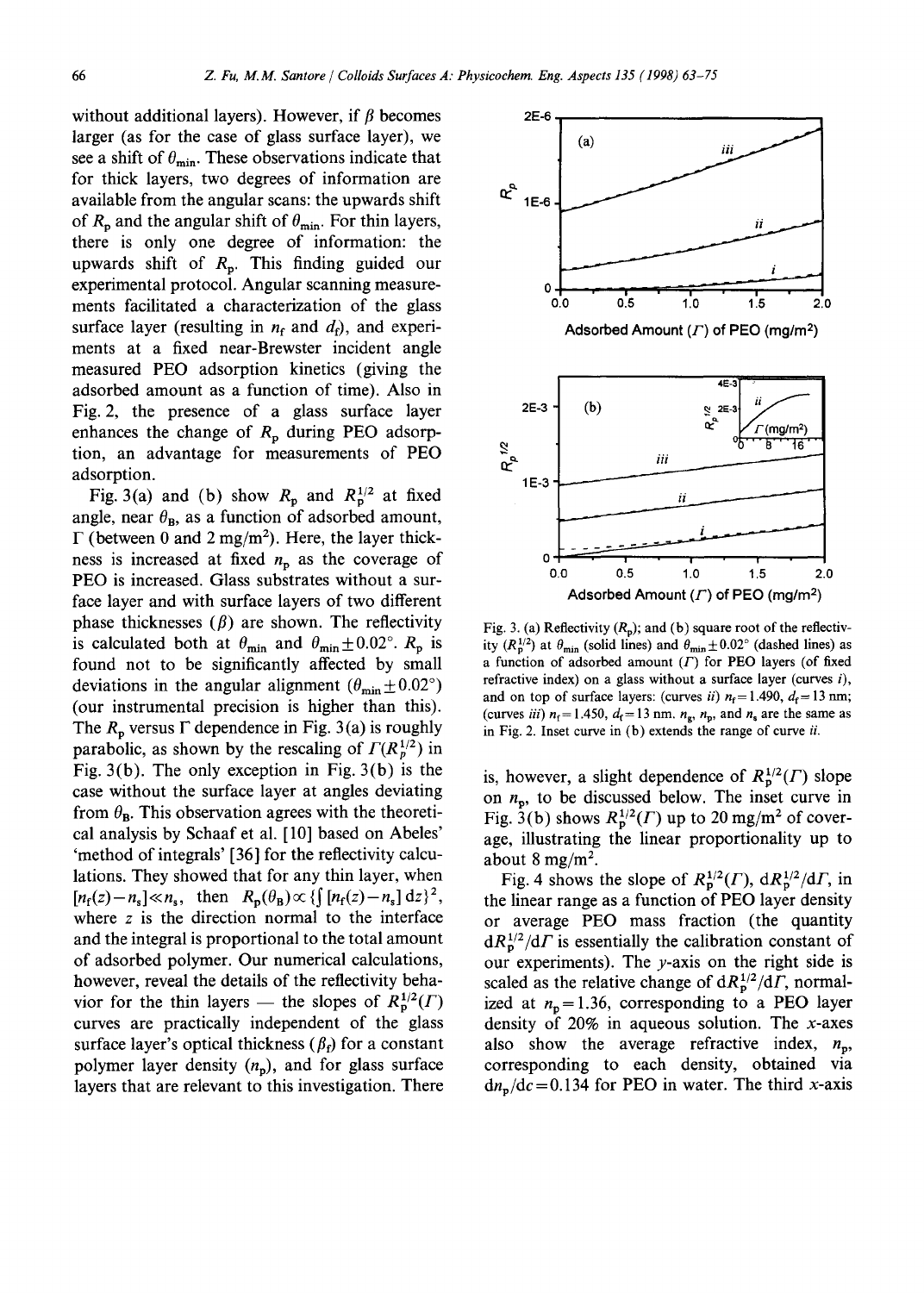without additional layers). However, if $\beta$ becomes larger (as for the case of glass surface layer), we see a shift of $\theta_{min}$. These observations indicate that for thick layers, two degrees of information are available from the angular scans: the upwards shift of $R_p$ and the angular shift of $\theta_{min}$. For thin layers, there is only one degree of information: the upwards shift of $R_p$. This finding guided our experimental protocol. Angular scanning measurements facilitated a characterization of the glass surface layer (resulting in $n_f$ and $d_f$), and experiments at a fixed near-Brewster incident angle measured PEO adsorption kinetics (giving the adsorbed amount as a function of time). Also in Fig. 2, the presence of a glass surface layer enhances the change of $R_p$ during PEO adsorption, an advantage for measurements of PEO adsorption.

Fig. 3(a) and (b) show $R_p$ and $R_p^{1/2}$ at fixed angle, near $\theta_B$, as a function of adsorbed amount, $\Gamma$ (between 0 and 2 mg/m²). Here, the layer thickness is increased at fixed $n_p$ as the coverage of PEO is increased. Glass substrates without a surface layer and with surface layers of two different phase thicknesses ($\beta$) are shown. The reflectivity is calculated both at $\theta_{min}$ and $\theta_{min} \pm 0.02°$. $R_p$ is found not to be significantly affected by small deviations in the angular alignment ($\theta_{min} \pm 0.02°$) (our instrumental precision is higher than this). The $R_p$ versus $\Gamma$ dependence in Fig. 3(a) is roughly parabolic, as shown by the rescaling of $\Gamma(R_p^{1/2})$ in Fig. 3(b). The only exception in Fig. 3(b) is the case without the surface layer at angles deviating from $\theta_B$. This observation agrees with the theoretical analysis by Schaaf et al. [10] based on Abeles' 'method of integrals' [36] for the reflectivity calculations. They showed that for any thin layer, when $[n_f(z) - n_s] \ll n_s$, then $R_p(\theta_B) \propto \{\int [n_f(z) - n_s]\, dz\}^2$, where $z$ is the direction normal to the interface and the integral is proportional to the total amount of adsorbed polymer. Our numerical calculations, however, reveal the details of the reflectivity behavior for the thin layers — the slopes of $R_p^{1/2}(\Gamma)$ curves are practically independent of the glass surface layer's optical thickness ($\beta_f$) for a constant polymer layer density ($n_p$), and for glass surface layers that are relevant to this investigation. There is, however, a slight dependence of $R_p^{1/2}(\Gamma)$ slope on $n_p$, to be discussed below. The inset curve in Fig. 3(b) shows $R_p^{1/2}(\Gamma)$ up to 20 mg/m² of coverage, illustrating the linear proportionality up to about 8 mg/m².

Fig. 3. (a) Reflectivity ($R_p$); and (b) square root of the reflectivity ($R_p^{1/2}$) at $\theta_{min}$ (solid lines) and $\theta_{min} \pm 0.02°$ (dashed lines) as a function of adsorbed amount ($\Gamma$) for PEO layers (of fixed refractive index) on a glass without a surface layer (curves *i*), and on top of surface layers: (curves *ii*) $n_f = 1.490$, $d_f = 13$ nm; (curves *iii*) $n_f = 1.450$, $d_f = 13$ nm. $n_g$, $n_p$, and $n_s$ are the same as in Fig. 2. Inset curve in (b) extends the range of curve *ii*.

Fig. 4 shows the slope of $R_p^{1/2}(\Gamma)$, $dR_p^{1/2}/d\Gamma$, in the linear range as a function of PEO layer density or average PEO mass fraction (the quantity $dR_p^{1/2}/d\Gamma$ is essentially the calibration constant of our experiments). The $y$-axis on the right side is scaled as the relative change of $dR_p^{1/2}/d\Gamma$, normalized at $n_p = 1.36$, corresponding to a PEO layer density of 20% in aqueous solution. The $x$-axes also show the average refractive index, $n_p$, corresponding to each density, obtained via $dn_p/dc = 0.134$ for PEO in water. The third $x$-axis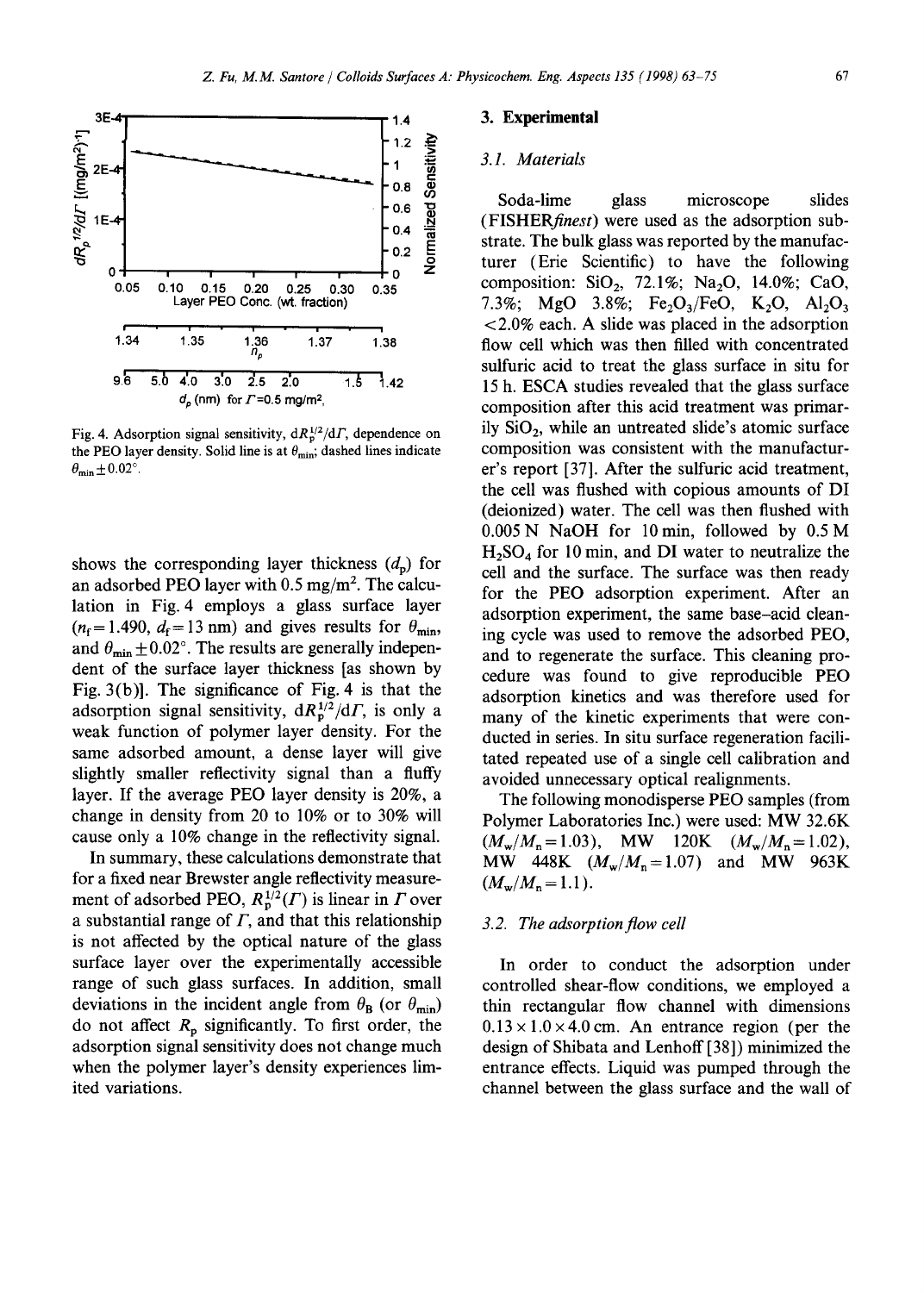Fig. 4. Adsorption signal sensitivity, $dR_p^{1/2}/d\Gamma$, dependence on the PEO layer density. Solid line is at $\theta_{min}$; dashed lines indicate $\theta_{min} \pm 0.02°$.

shows the corresponding layer thickness ($d_p$) for an adsorbed PEO layer with 0.5 mg/m$^2$. The calculation in Fig. 4 employs a glass surface layer ($n_f = 1.490$, $d_f = 13$ nm) and gives results for $\theta_{min}$, and $\theta_{min} \pm 0.02°$. The results are generally independent of the surface layer thickness [as shown by Fig. 3(b)]. The significance of Fig. 4 is that the adsorption signal sensitivity, $dR_p^{1/2}/d\Gamma$, is only a weak function of polymer layer density. For the same adsorbed amount, a dense layer will give slightly smaller reflectivity signal than a fluffy layer. If the average PEO layer density is 20%, a change in density from 20 to 10% or to 30% will cause only a 10% change in the reflectivity signal.

In summary, these calculations demonstrate that for a fixed near Brewster angle reflectivity measurement of adsorbed PEO, $R_p^{1/2}(\Gamma)$ is linear in $\Gamma$ over a substantial range of $\Gamma$, and that this relationship is not affected by the optical nature of the glass surface layer over the experimentally accessible range of such glass surfaces. In addition, small deviations in the incident angle from $\theta_B$ (or $\theta_{min}$) do not affect $R_p$ significantly. To first order, the adsorption signal sensitivity does not change much when the polymer layer's density experiences limited variations.

## 3. Experimental

### 3.1. Materials

Soda-lime glass microscope slides (FISHER*finest*) were used as the adsorption substrate. The bulk glass was reported by the manufacturer (Erie Scientific) to have the following composition: $SiO_2$, 72.1%; $Na_2O$, 14.0%; CaO, 7.3%; MgO 3.8%; $Fe_2O_3$/FeO, $K_2O$, $Al_2O_3$ <2.0% each. A slide was placed in the adsorption flow cell which was then filled with concentrated sulfuric acid to treat the glass surface in situ for 15 h. ESCA studies revealed that the glass surface composition after this acid treatment was primarily $SiO_2$, while an untreated slide's atomic surface composition was consistent with the manufacturer's report [37]. After the sulfuric acid treatment, the cell was flushed with copious amounts of DI (deionized) water. The cell was then flushed with 0.005 N NaOH for 10 min, followed by 0.5 M $H_2SO_4$ for 10 min, and DI water to neutralize the cell and the surface. The surface was then ready for the PEO adsorption experiment. After an adsorption experiment, the same base–acid cleaning cycle was used to remove the adsorbed PEO, and to regenerate the surface. This cleaning procedure was found to give reproducible PEO adsorption kinetics and was therefore used for many of the kinetic experiments that were conducted in series. In situ surface regeneration facilitated repeated use of a single cell calibration and avoided unnecessary optical realignments.

The following monodisperse PEO samples (from Polymer Laboratories Inc.) were used: MW 32.6K ($M_w/M_n = 1.03$), MW 120K ($M_w/M_n = 1.02$), MW 448K ($M_w/M_n = 1.07$) and MW 963K ($M_w/M_n = 1.1$).

### 3.2. The adsorption flow cell

In order to conduct the adsorption under controlled shear-flow conditions, we employed a thin rectangular flow channel with dimensions $0.13 \times 1.0 \times 4.0$ cm. An entrance region (per the design of Shibata and Lenhoff [38]) minimized the entrance effects. Liquid was pumped through the channel between the glass surface and the wall of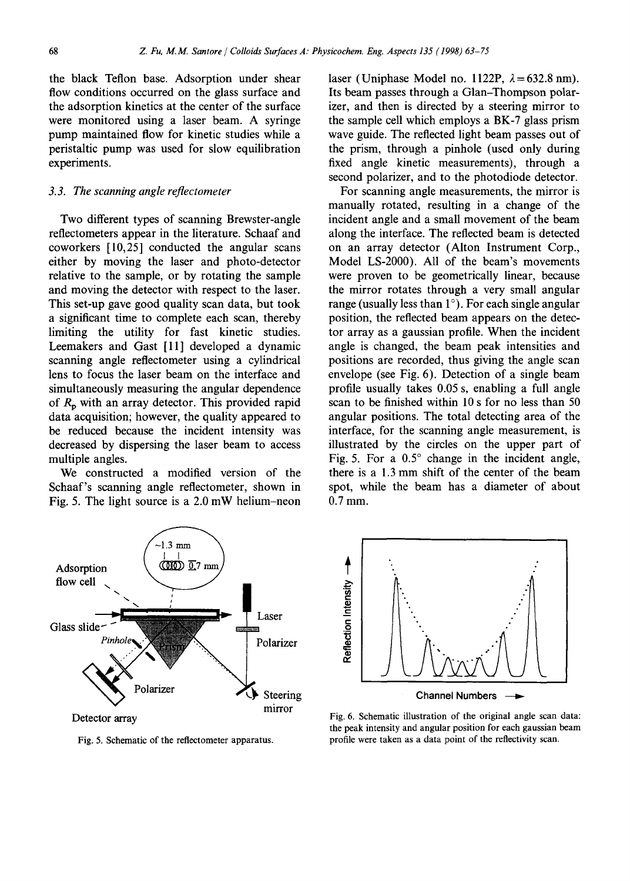the black Teflon base. Adsorption under shear flow conditions occurred on the glass surface and the adsorption kinetics at the center of the surface were monitored using a laser beam. A syringe pump maintained flow for kinetic studies while a peristaltic pump was used for slow equilibration experiments.

### 3.3. The scanning angle reflectometer

Two different types of scanning Brewster-angle reflectometers appear in the literature. Schaaf and coworkers [10,25] conducted the angular scans either by moving the laser and photo-detector relative to the sample, or by rotating the sample and moving the detector with respect to the laser. This set-up gave good quality scan data, but took a significant time to complete each scan, thereby limiting the utility for fast kinetic studies. Leemakers and Gast [11] developed a dynamic scanning angle reflectometer using a cylindrical lens to focus the laser beam on the interface and simultaneously measuring the angular dependence of $R_p$ with an array detector. This provided rapid data acquisition; however, the quality appeared to be reduced because the incident intensity was decreased by dispersing the laser beam to access multiple angles.

We constructed a modified version of the Schaaf's scanning angle reflectometer, shown in Fig. 5. The light source is a 2.0 mW helium–neon laser (Uniphase Model no. 1122P, $\lambda = 632.8$ nm). Its beam passes through a Glan–Thompson polarizer, and then is directed by a steering mirror to the sample cell which employs a BK-7 glass prism wave guide. The reflected light beam passes out of the prism, through a pinhole (used only during fixed angle kinetic measurements), through a second polarizer, and to the photodiode detector.

For scanning angle measurements, the mirror is manually rotated, resulting in a change of the incident angle and a small movement of the beam along the interface. The reflected beam is detected on an array detector (Alton Instrument Corp., Model LS-2000). All of the beam's movements were proven to be geometrically linear, because the mirror rotates through a very small angular range (usually less than 1°). For each single angular position, the reflected beam appears on the detector array as a gaussian profile. When the incident angle is changed, the beam peak intensities and positions are recorded, thus giving the angle scan envelope (see Fig. 6). Detection of a single beam profile usually takes 0.05 s, enabling a full angle scan to be finished within 10 s for no less than 50 angular positions. The total detecting area of the interface, for the scanning angle measurement, is illustrated by the circles on the upper part of Fig. 5. For a 0.5° change in the incident angle, there is a 1.3 mm shift of the center of the beam spot, while the beam has a diameter of about 0.7 mm.

Fig. 5. Schematic of the reflectometer apparatus.

Fig. 6. Schematic illustration of the original angle scan data: the peak intensity and angular position for each gaussian beam profile were taken as a data point of the reflectivity scan.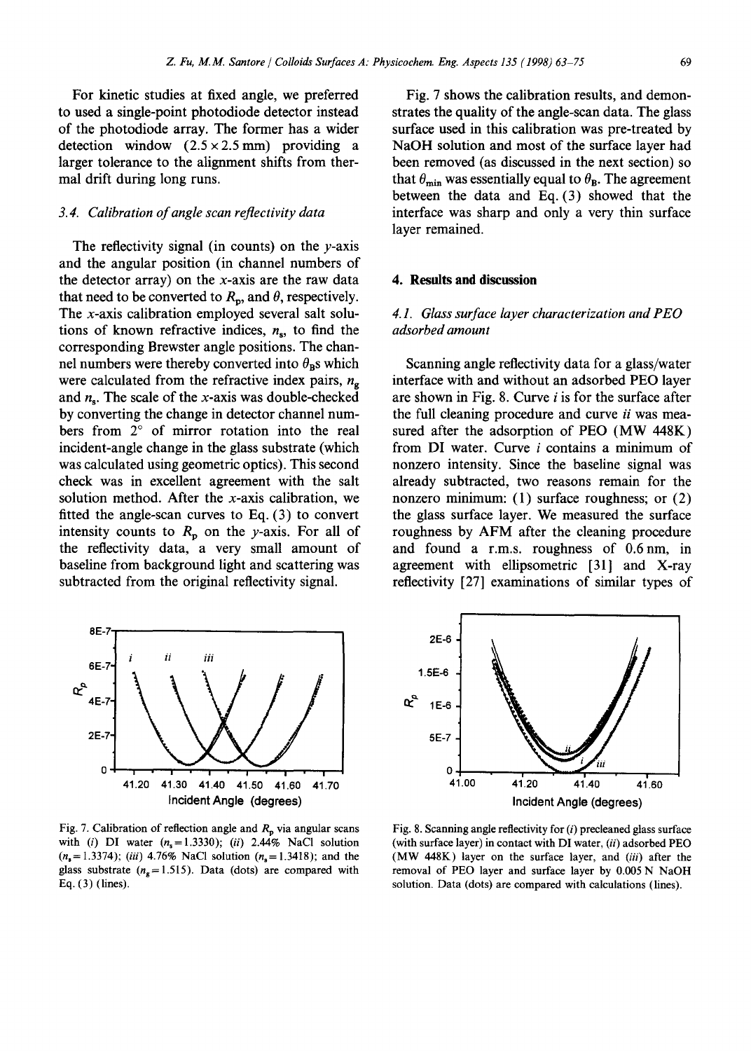For kinetic studies at fixed angle, we preferred to used a single-point photodiode detector instead of the photodiode array. The former has a wider detection window ($2.5 \times 2.5$ mm) providing a larger tolerance to the alignment shifts from thermal drift during long runs.

### 3.4. Calibration of angle scan reflectivity data

The reflectivity signal (in counts) on the $y$-axis and the angular position (in channel numbers of the detector array) on the $x$-axis are the raw data that need to be converted to $R_p$, and $\theta$, respectively. The $x$-axis calibration employed several salt solutions of known refractive indices, $n_s$, to find the corresponding Brewster angle positions. The channel numbers were thereby converted into $\theta_B$s which were calculated from the refractive index pairs, $n_g$ and $n_s$. The scale of the $x$-axis was double-checked by converting the change in detector channel numbers from 2° of mirror rotation into the real incident-angle change in the glass substrate (which was calculated using geometric optics). This second check was in excellent agreement with the salt solution method. After the $x$-axis calibration, we fitted the angle-scan curves to Eq. (3) to convert intensity counts to $R_p$ on the $y$-axis. For all of the reflectivity data, a very small amount of baseline from background light and scattering was subtracted from the original reflectivity signal.

Fig. 7. Calibration of reflection angle and $R_p$ via angular scans with (*i*) DI water ($n_s = 1.3330$); (*ii*) 2.44% NaCl solution ($n_s = 1.3374$); (*iii*) 4.76% NaCl solution ($n_s = 1.3418$); and the glass substrate ($n_g = 1.515$). Data (dots) are compared with Eq. (3) (lines).

Fig. 7 shows the calibration results, and demonstrates the quality of the angle-scan data. The glass surface used in this calibration was pre-treated by NaOH solution and most of the surface layer had been removed (as discussed in the next section) so that $\theta_{min}$ was essentially equal to $\theta_B$. The agreement between the data and Eq. (3) showed that the interface was sharp and only a very thin surface layer remained.

## 4. Results and discussion

### 4.1. Glass surface layer characterization and PEO adsorbed amount

Scanning angle reflectivity data for a glass/water interface with and without an adsorbed PEO layer are shown in Fig. 8. Curve *i* is for the surface after the full cleaning procedure and curve *ii* was measured after the adsorption of PEO (MW 448K) from DI water. Curve *i* contains a minimum of nonzero intensity. Since the baseline signal was already subtracted, two reasons remain for the nonzero minimum: (1) surface roughness; or (2) the glass surface layer. We measured the surface roughness by AFM after the cleaning procedure and found a r.m.s. roughness of 0.6 nm, in agreement with ellipsometric [31] and X-ray reflectivity [27] examinations of similar types of

Fig. 8. Scanning angle reflectivity for (*i*) precleaned glass surface (with surface layer) in contact with DI water, (*ii*) adsorbed PEO (MW 448K) layer on the surface layer, and (*iii*) after the removal of PEO layer and surface layer by 0.005 N NaOH solution. Data (dots) are compared with calculations (lines).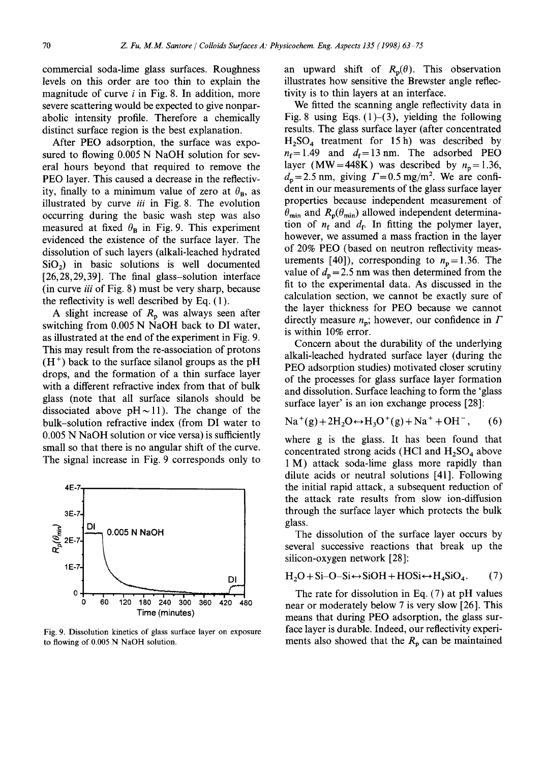commercial soda-lime glass surfaces. Roughness levels on this order are too thin to explain the magnitude of curve *i* in Fig. 8. In addition, more severe scattering would be expected to give nonparabolic intensity profile. Therefore a chemically distinct surface region is the best explanation.

After PEO adsorption, the surface was exposured to flowing 0.005 N NaOH solution for several hours beyond that required to remove the PEO layer. This caused a decrease in the reflectivity, finally to a minimum value of zero at $\theta_B$, as illustrated by curve *iii* in Fig. 8. The evolution occurring during the basic wash step was also measured at fixed $\theta_B$ in Fig. 9. This experiment evidenced the existence of the surface layer. The dissolution of such layers (alkali-leached hydrated $SiO_2$) in basic solutions is well documented [26,28,29,39]. The final glass–solution interface (in curve *iii* of Fig. 8) must be very sharp, because the reflectivity is well described by Eq. (1).

A slight increase of $R_p$ was always seen after switching from 0.005 N NaOH back to DI water, as illustrated at the end of the experiment in Fig. 9. This may result from the re-association of protons ($H^+$) back to the surface silanol groups as the pH drops, and the formation of a thin surface layer with a different refractive index from that of bulk glass (note that all surface silanols should be dissociated above pH ~ 11). The change of the bulk–solution refractive index (from DI water to 0.005 N NaOH solution or vice versa) is sufficiently small so that there is no angular shift of the curve. The signal increase in Fig. 9 corresponds only to an upward shift of $R_p(\theta)$. This observation illustrates how sensitive the Brewster angle reflectivity is to thin layers at an interface.

Fig. 9. Dissolution kinetics of glass surface layer on exposure to flowing of 0.005 N NaOH solution.

We fitted the scanning angle reflectivity data in Fig. 8 using Eqs. (1)–(3), yielding the following results. The glass surface layer (after concentrated $H_2SO_4$ treatment for 15 h) was described by $n_f = 1.49$ and $d_f = 13$ nm. The adsorbed PEO layer (MW = 448K) was described by $n_p = 1.36$, $d_p = 2.5$ nm, giving $\Gamma = 0.5$ mg/m$^2$. We are confident in our measurements of the glass surface layer properties because independent measurement of $\theta_{min}$ and $R_p(\theta_{min})$ allowed independent determination of $n_f$ and $d_f$. In fitting the polymer layer, however, we assumed a mass fraction in the layer of 20% PEO (based on neutron reflectivity measurements [40]), corresponding to $n_p = 1.36$. The value of $d_p = 2.5$ nm was then determined from the fit to the experimental data. As discussed in the calculation section, we cannot be exactly sure of the layer thickness for PEO because we cannot directly measure $n_p$; however, our confidence in $\Gamma$ is within 10% error.

Concern about the durability of the underlying alkali-leached hydrated surface layer (during the PEO adsorption studies) motivated closer scrutiny of the processes for glass surface layer formation and dissolution. Surface leaching to form the 'glass surface layer' is an ion exchange process [28]:

$$Na^+(g) + 2H_2O \leftrightarrow H_3O^+(g) + Na^+ + OH^-, \qquad (6)$$

where g is the glass. It has been found that concentrated strong acids (HCl and $H_2SO_4$ above 1 M) attack soda-lime glass more rapidly than dilute acids or neutral solutions [41]. Following the initial rapid attack, a subsequent reduction of the attack rate results from slow ion-diffusion through the surface layer which protects the bulk glass.

The dissolution of the surface layer occurs by several successive reactions that break up the silicon-oxygen network [28]:

$$H_2O + Si\text{–}O\text{–}Si \leftrightarrow SiOH + HOSi \leftrightarrow H_4SiO_4. \qquad (7)$$

The rate for dissolution in Eq. (7) at pH values near or moderately below 7 is very slow [26]. This means that during PEO adsorption, the glass surface layer is durable. Indeed, our reflectivity experiments also showed that the $R_p$ can be maintained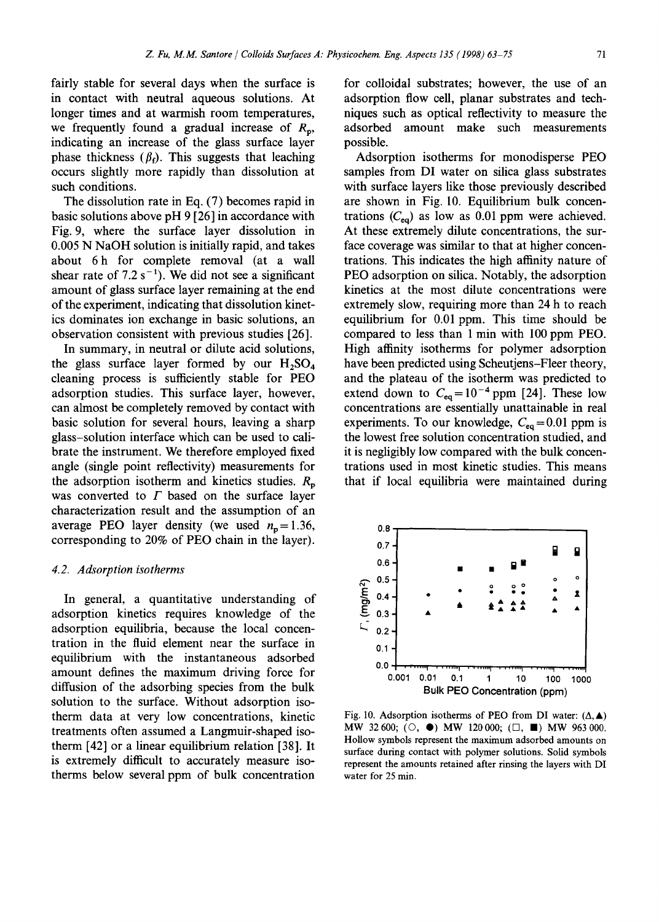fairly stable for several days when the surface is in contact with neutral aqueous solutions. At longer times and at warmish room temperatures, we frequently found a gradual increase of $R_p$, indicating an increase of the glass surface layer phase thickness ($\beta_f$). This suggests that leaching occurs slightly more rapidly than dissolution at such conditions.

The dissolution rate in Eq. (7) becomes rapid in basic solutions above pH 9 [26] in accordance with Fig. 9, where the surface layer dissolution in 0.005 N NaOH solution is initially rapid, and takes about 6 h for complete removal (at a wall shear rate of 7.2 $s^{-1}$). We did not see a significant amount of glass surface layer remaining at the end of the experiment, indicating that dissolution kinetics dominates ion exchange in basic solutions, an observation consistent with previous studies [26].

In summary, in neutral or dilute acid solutions, the glass surface layer formed by our $H_2SO_4$ cleaning process is sufficiently stable for PEO adsorption studies. This surface layer, however, can almost be completely removed by contact with basic solution for several hours, leaving a sharp glass–solution interface which can be used to calibrate the instrument. We therefore employed fixed angle (single point reflectivity) measurements for the adsorption isotherm and kinetics studies. $R_p$ was converted to $\Gamma$ based on the surface layer characterization result and the assumption of an average PEO layer density (we used $n_p = 1.36$, corresponding to 20% of PEO chain in the layer).

### 4.2. Adsorption isotherms

In general, a quantitative understanding of adsorption kinetics requires knowledge of the adsorption equilibria, because the local concentration in the fluid element near the surface in equilibrium with the instantaneous adsorbed amount defines the maximum driving force for diffusion of the adsorbing species from the bulk solution to the surface. Without adsorption isotherm data at very low concentrations, kinetic treatments often assumed a Langmuir-shaped isotherm [42] or a linear equilibrium relation [38]. It is extremely difficult to accurately measure isotherms below several ppm of bulk concentration for colloidal substrates; however, the use of an adsorption flow cell, planar substrates and techniques such as optical reflectivity to measure the adsorbed amount make such measurements possible.

Adsorption isotherms for monodisperse PEO samples from DI water on silica glass substrates with surface layers like those previously described are shown in Fig. 10. Equilibrium bulk concentrations ($C_{eq}$) as low as 0.01 ppm were achieved. At these extremely dilute concentrations, the surface coverage was similar to that at higher concentrations. This indicates the high affinity nature of PEO adsorption on silica. Notably, the adsorption kinetics at the most dilute concentrations were extremely slow, requiring more than 24 h to reach equilibrium for 0.01 ppm. This time should be compared to less than 1 min with 100 ppm PEO. High affinity isotherms for polymer adsorption have been predicted using Scheutjens–Fleer theory, and the plateau of the isotherm was predicted to extend down to $C_{eq} = 10^{-4}$ ppm [24]. These low concentrations are essentially unattainable in real experiments. To our knowledge, $C_{eq} = 0.01$ ppm is the lowest free solution concentration studied, and it is negligibly low compared with the bulk concentrations used in most kinetic studies. This means that if local equilibria were maintained during

Fig. 10. Adsorption isotherms of PEO from DI water: (△, ▲) MW 32 600; (○, ●) MW 120 000; (□, ■) MW 963 000. Hollow symbols represent the maximum adsorbed amounts on surface during contact with polymer solutions. Solid symbols represent the amounts retained after rinsing the layers with DI water for 25 min.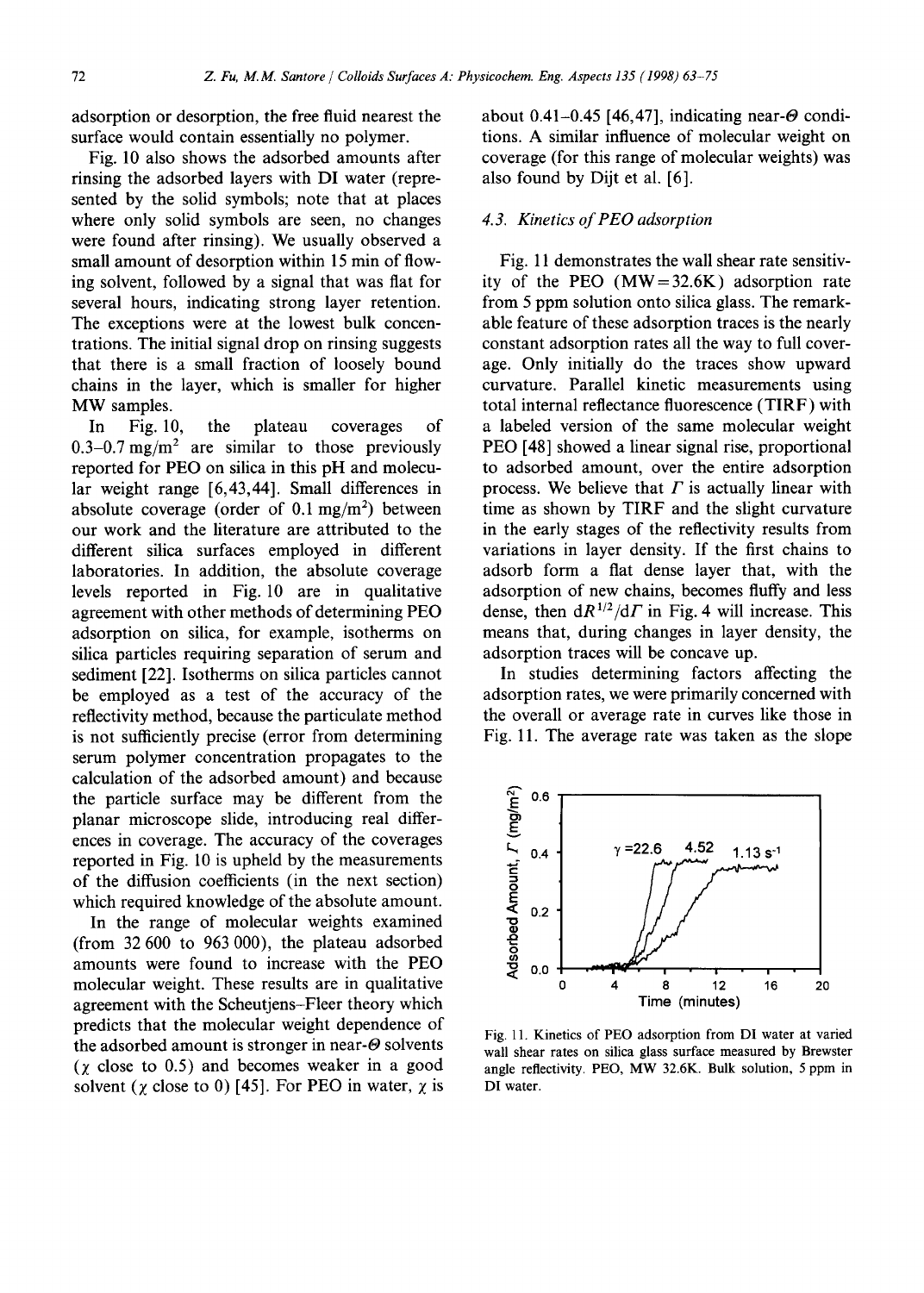adsorption or desorption, the free fluid nearest the surface would contain essentially no polymer.

Fig. 10 also shows the adsorbed amounts after rinsing the adsorbed layers with DI water (represented by the solid symbols; note that at places where only solid symbols are seen, no changes were found after rinsing). We usually observed a small amount of desorption within 15 min of flowing solvent, followed by a signal that was flat for several hours, indicating strong layer retention. The exceptions were at the lowest bulk concentrations. The initial signal drop on rinsing suggests that there is a small fraction of loosely bound chains in the layer, which is smaller for higher MW samples.

In Fig. 10, the plateau coverages of 0.3–0.7 mg/m$^2$ are similar to those previously reported for PEO on silica in this pH and molecular weight range [6,43,44]. Small differences in absolute coverage (order of 0.1 mg/m$^2$) between our work and the literature are attributed to the different silica surfaces employed in different laboratories. In addition, the absolute coverage levels reported in Fig. 10 are in qualitative agreement with other methods of determining PEO adsorption on silica, for example, isotherms on silica particles requiring separation of serum and sediment [22]. Isotherms on silica particles cannot be employed as a test of the accuracy of the reflectivity method, because the particulate method is not sufficiently precise (error from determining serum polymer concentration propagates to the calculation of the adsorbed amount) and because the particle surface may be different from the planar microscope slide, introducing real differences in coverage. The accuracy of the coverages reported in Fig. 10 is upheld by the measurements of the diffusion coefficients (in the next section) which required knowledge of the absolute amount.

In the range of molecular weights examined (from 32 600 to 963 000), the plateau adsorbed amounts were found to increase with the PEO molecular weight. These results are in qualitative agreement with the Scheutjens–Fleer theory which predicts that the molecular weight dependence of the adsorbed amount is stronger in near-$\Theta$ solvents ($\chi$ close to 0.5) and becomes weaker in a good solvent ($\chi$ close to 0) [45]. For PEO in water, $\chi$ is about 0.41–0.45 [46,47], indicating near-$\Theta$ conditions. A similar influence of molecular weight on coverage (for this range of molecular weights) was also found by Dijt et al. [6].

### 4.3. Kinetics of PEO adsorption

Fig. 11 demonstrates the wall shear rate sensitivity of the PEO (MW = 32.6K) adsorption rate from 5 ppm solution onto silica glass. The remarkable feature of these adsorption traces is the nearly constant adsorption rates all the way to full coverage. Only initially do the traces show upward curvature. Parallel kinetic measurements using total internal reflectance fluorescence (TIRF) with a labeled version of the same molecular weight PEO [48] showed a linear signal rise, proportional to adsorbed amount, over the entire adsorption process. We believe that $\Gamma$ is actually linear with time as shown by TIRF and the slight curvature in the early stages of the reflectivity results from variations in layer density. If the first chains to adsorb form a flat dense layer that, with the adsorption of new chains, becomes fluffy and less dense, then $dR^{1/2}/d\Gamma$ in Fig. 4 will increase. This means that, during changes in layer density, the adsorption traces will be concave up.

In studies determining factors affecting the adsorption rates, we were primarily concerned with the overall or average rate in curves like those in Fig. 11. The average rate was taken as the slope

Fig. 11. Kinetics of PEO adsorption from DI water at varied wall shear rates on silica glass surface measured by Brewster angle reflectivity. PEO, MW 32.6K. Bulk solution, 5 ppm in DI water.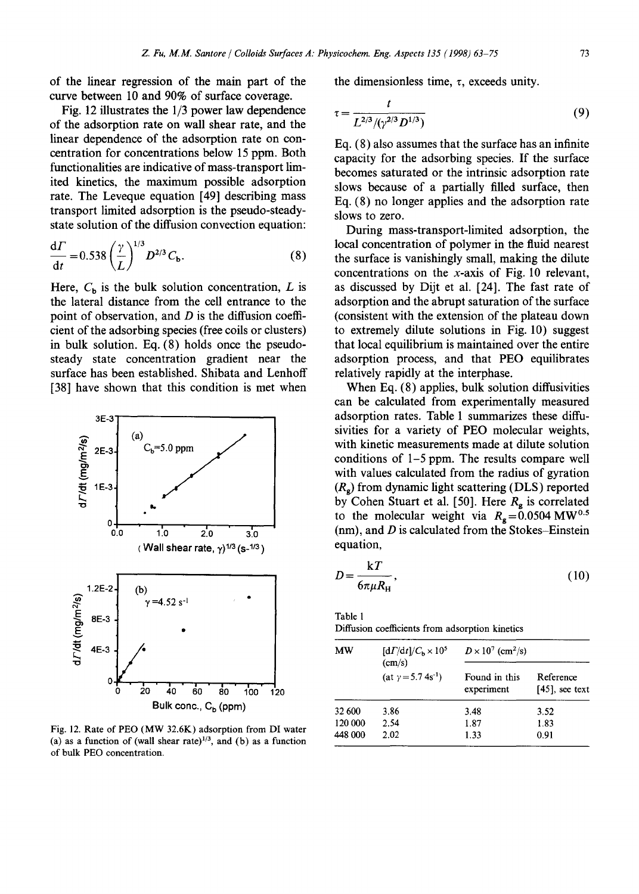of the linear regression of the main part of the curve between 10 and 90% of surface coverage.

Fig. 12 illustrates the 1/3 power law dependence of the adsorption rate on wall shear rate, and the linear dependence of the adsorption rate on concentration for concentrations below 15 ppm. Both functionalities are indicative of mass-transport limited kinetics, the maximum possible adsorption rate. The Leveque equation [49] describing mass transport limited adsorption is the pseudo-steady-state solution of the diffusion convection equation:

$$\frac{d\Gamma}{dt} = 0.538\left(\frac{\gamma}{L}\right)^{1/3} D^{2/3} C_b. \tag{8}$$

Here, $C_b$ is the bulk solution concentration, $L$ is the lateral distance from the cell entrance to the point of observation, and $D$ is the diffusion coefficient of the adsorbing species (free coils or clusters) in bulk solution. Eq. (8) holds once the pseudo-steady state concentration gradient near the surface has been established. Shibata and Lenhoff [38] have shown that this condition is met when the dimensionless time, $\tau$, exceeds unity.

$$\tau = \frac{t}{L^{2/3}/(\gamma^{2/3} D^{1/3})} \tag{9}$$

Eq. (8) also assumes that the surface has an infinite capacity for the adsorbing species. If the surface becomes saturated or the intrinsic adsorption rate slows because of a partially filled surface, then Eq. (8) no longer applies and the adsorption rate slows to zero.

During mass-transport-limited adsorption, the local concentration of polymer in the fluid nearest the surface is vanishingly small, making the dilute concentrations on the $x$-axis of Fig. 10 relevant, as discussed by Dijt et al. [24]. The fast rate of adsorption and the abrupt saturation of the surface (consistent with the extension of the plateau down to extremely dilute solutions in Fig. 10) suggest that local equilibrium is maintained over the entire adsorption process, and that PEO equilibrates relatively rapidly at the interphase.

When Eq. (8) applies, bulk solution diffusivities can be calculated from experimentally measured adsorption rates. Table 1 summarizes these diffusivities for a variety of PEO molecular weights, with kinetic measurements made at dilute solution conditions of 1–5 ppm. The results compare well with values calculated from the radius of gyration ($R_g$) from dynamic light scattering (DLS) reported by Cohen Stuart et al. [50]. Here $R_g$ is correlated to the molecular weight via $R_g = 0.0504\,\text{MW}^{0.5}$ (nm), and $D$ is calculated from the Stokes–Einstein equation,

$$D = \frac{kT}{6\pi\mu R_H}, \tag{10}$$

Fig. 12. Rate of PEO (MW 32.6K) adsorption from DI water (a) as a function of (wall shear rate)$^{1/3}$, and (b) as a function of bulk PEO concentration.

Table 1
Diffusion coefficients from adsorption kinetics

| MW | $[d\Gamma/dt]/C_b \times 10^5$ (cm/s) (at $\gamma = 5.74\,s^{-1}$) | $D \times 10^7$ (cm²/s) Found in this experiment | Reference [45], see text |
|---|---|---|---|
| 32 600 | 3.86 | 3.48 | 3.52 |
| 120 000 | 2.54 | 1.87 | 1.83 |
| 448 000 | 2.02 | 1.33 | 0.91 |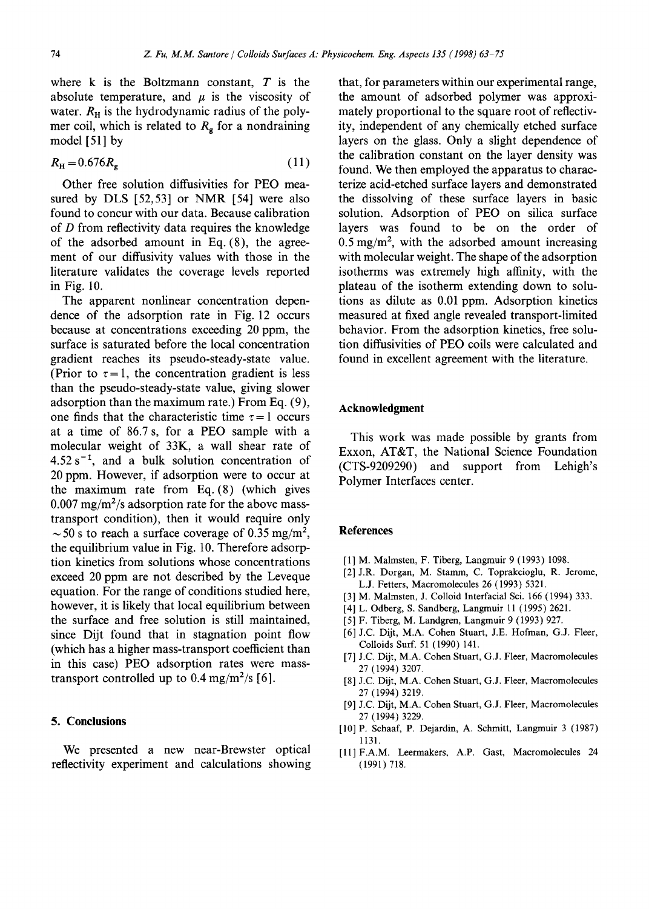where k is the Boltzmann constant, $T$ is the absolute temperature, and $\mu$ is the viscosity of water. $R_H$ is the hydrodynamic radius of the polymer coil, which is related to $R_g$ for a nondraining model [51] by

$$R_H = 0.676 R_g \tag{11}$$

Other free solution diffusivities for PEO measured by DLS [52,53] or NMR [54] were also found to concur with our data. Because calibration of $D$ from reflectivity data requires the knowledge of the adsorbed amount in Eq. (8), the agreement of our diffusivity values with those in the literature validates the coverage levels reported in Fig. 10.

The apparent nonlinear concentration dependence of the adsorption rate in Fig. 12 occurs because at concentrations exceeding 20 ppm, the surface is saturated before the local concentration gradient reaches its pseudo-steady-state value. (Prior to $\tau = 1$, the concentration gradient is less than the pseudo-steady-state value, giving slower adsorption than the maximum rate.) From Eq. (9), one finds that the characteristic time $\tau = 1$ occurs at a time of 86.7 s, for a PEO sample with a molecular weight of 33K, a wall shear rate of $4.52\ s^{-1}$, and a bulk solution concentration of 20 ppm. However, if adsorption were to occur at the maximum rate from Eq. (8) (which gives $0.007\ mg/m^2/s$ adsorption rate for the above mass-transport condition), then it would require only $\sim 50$ s to reach a surface coverage of $0.35\ mg/m^2$, the equilibrium value in Fig. 10. Therefore adsorption kinetics from solutions whose concentrations exceed 20 ppm are not described by the Leveque equation. For the range of conditions studied here, however, it is likely that local equilibrium between the surface and free solution is still maintained, since Dijt found that in stagnation point flow (which has a higher mass-transport coefficient than in this case) PEO adsorption rates were mass-transport controlled up to $0.4\ mg/m^2/s$ [6].

## 5. Conclusions

We presented a new near-Brewster optical reflectivity experiment and calculations showing that, for parameters within our experimental range, the amount of adsorbed polymer was approximately proportional to the square root of reflectivity, independent of any chemically etched surface layers on the glass. Only a slight dependence of the calibration constant on the layer density was found. We then employed the apparatus to characterize acid-etched surface layers and demonstrated the dissolving of these surface layers in basic solution. Adsorption of PEO on silica surface layers was found to be on the order of $0.5\ mg/m^2$, with the adsorbed amount increasing with molecular weight. The shape of the adsorption isotherms was extremely high affinity, with the plateau of the isotherm extending down to solutions as dilute as 0.01 ppm. Adsorption kinetics measured at fixed angle revealed transport-limited behavior. From the adsorption kinetics, free solution diffusivities of PEO coils were calculated and found in excellent agreement with the literature.

## Acknowledgment

This work was made possible by grants from Exxon, AT&T, the National Science Foundation (CTS-9209290) and support from Lehigh's Polymer Interfaces center.

## References

[1] M. Malmsten, F. Tiberg, Langmuir 9 (1993) 1098.

[2] J.R. Dorgan, M. Stamm, C. Toprakcioglu, R. Jerome, L.J. Fetters, Macromolecules 26 (1993) 5321.

[3] M. Malmsten, J. Colloid Interfacial Sci. 166 (1994) 333.

[4] L. Odberg, S. Sandberg, Langmuir 11 (1995) 2621.

[5] F. Tiberg, M. Landgren, Langmuir 9 (1993) 927.

[6] J.C. Dijt, M.A. Cohen Stuart, J.E. Hofman, G.J. Fleer, Colloids Surf. 51 (1990) 141.

[7] J.C. Dijt, M.A. Cohen Stuart, G.J. Fleer, Macromolecules 27 (1994) 3207.

[8] J.C. Dijt, M.A. Cohen Stuart, G.J. Fleer, Macromolecules 27 (1994) 3219.

[9] J.C. Dijt, M.A. Cohen Stuart, G.J. Fleer, Macromolecules 27 (1994) 3229.

[10] P. Schaaf, P. Dejardin, A. Schmitt, Langmuir 3 (1987) 1131.

[11] F.A.M. Leermakers, A.P. Gast, Macromolecules 24 (1991) 718.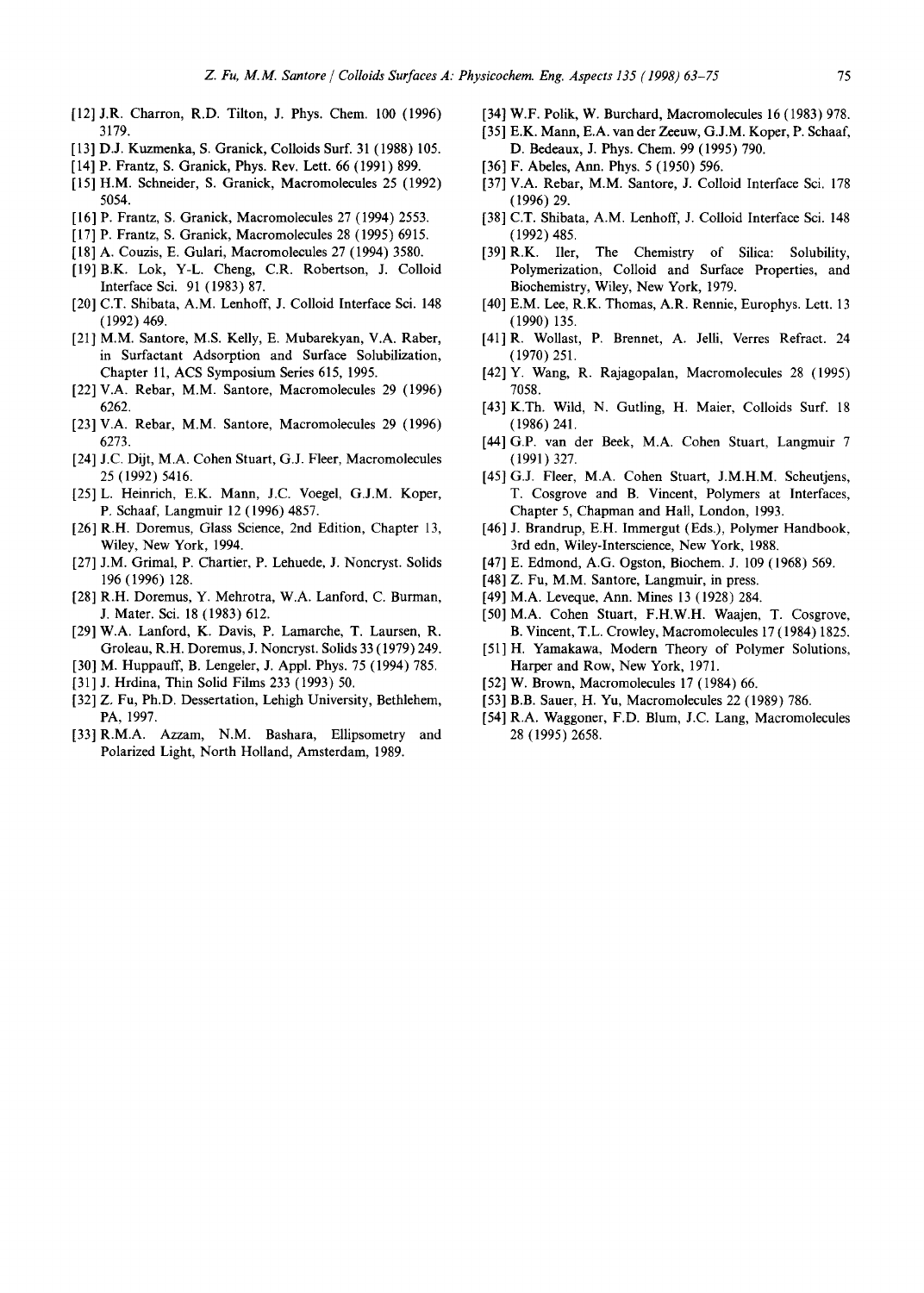[12] J.R. Charron, R.D. Tilton, J. Phys. Chem. 100 (1996) 3179.

[13] D.J. Kuzmenka, S. Granick, Colloids Surf. 31 (1988) 105.

[14] P. Frantz, S. Granick, Phys. Rev. Lett. 66 (1991) 899.

[15] H.M. Schneider, S. Granick, Macromolecules 25 (1992) 5054.

[16] P. Frantz, S. Granick, Macromolecules 27 (1994) 2553.

[17] P. Frantz, S. Granick, Macromolecules 28 (1995) 6915.

[18] A. Couzis, E. Gulari, Macromolecules 27 (1994) 3580.

[19] B.K. Lok, Y-L. Cheng, C.R. Robertson, J. Colloid Interface Sci. 91 (1983) 87.

[20] C.T. Shibata, A.M. Lenhoff, J. Colloid Interface Sci. 148 (1992) 469.

[21] M.M. Santore, M.S. Kelly, E. Mubarekyan, V.A. Raber, in Surfactant Adsorption and Surface Solubilization, Chapter 11, ACS Symposium Series 615, 1995.

[22] V.A. Rebar, M.M. Santore, Macromolecules 29 (1996) 6262.

[23] V.A. Rebar, M.M. Santore, Macromolecules 29 (1996) 6273.

[24] J.C. Dijt, M.A. Cohen Stuart, G.J. Fleer, Macromolecules 25 (1992) 5416.

[25] L. Heinrich, E.K. Mann, J.C. Voegel, G.J.M. Koper, P. Schaaf, Langmuir 12 (1996) 4857.

[26] R.H. Doremus, Glass Science, 2nd Edition, Chapter 13, Wiley, New York, 1994.

[27] J.M. Grimal, P. Chartier, P. Lehuede, J. Noncryst. Solids 196 (1996) 128.

[28] R.H. Doremus, Y. Mehrotra, W.A. Lanford, C. Burman, J. Mater. Sci. 18 (1983) 612.

[29] W.A. Lanford, K. Davis, P. Lamarche, T. Laursen, R. Groleau, R.H. Doremus, J. Noncryst. Solids 33 (1979) 249.

[30] M. Huppauff, B. Lengeler, J. Appl. Phys. 75 (1994) 785.

[31] J. Hrdina, Thin Solid Films 233 (1993) 50.

[32] Z. Fu, Ph.D. Dessertation, Lehigh University, Bethlehem, PA, 1997.

[33] R.M.A. Azzam, N.M. Bashara, Ellipsometry and Polarized Light, North Holland, Amsterdam, 1989.

[34] W.F. Polik, W. Burchard, Macromolecules 16 (1983) 978.

[35] E.K. Mann, E.A. van der Zeeuw, G.J.M. Koper, P. Schaaf, D. Bedeaux, J. Phys. Chem. 99 (1995) 790.

[36] F. Abeles, Ann. Phys. 5 (1950) 596.

[37] V.A. Rebar, M.M. Santore, J. Colloid Interface Sci. 178 (1996) 29.

[38] C.T. Shibata, A.M. Lenhoff, J. Colloid Interface Sci. 148 (1992) 485.

[39] R.K. Iler, The Chemistry of Silica: Solubility, Polymerization, Colloid and Surface Properties, and Biochemistry, Wiley, New York, 1979.

[40] E.M. Lee, R.K. Thomas, A.R. Rennie, Europhys. Lett. 13 (1990) 135.

[41] R. Wollast, P. Brennet, A. Jelli, Verres Refract. 24 (1970) 251.

[42] Y. Wang, R. Rajagopalan, Macromolecules 28 (1995) 7058.

[43] K.Th. Wild, N. Gutling, H. Maier, Colloids Surf. 18 (1986) 241.

[44] G.P. van der Beek, M.A. Cohen Stuart, Langmuir 7 (1991) 327.

[45] G.J. Fleer, M.A. Cohen Stuart, J.M.H.M. Scheutjens, T. Cosgrove and B. Vincent, Polymers at Interfaces, Chapter 5, Chapman and Hall, London, 1993.

[46] J. Brandrup, E.H. Immergut (Eds.), Polymer Handbook, 3rd edn, Wiley-Interscience, New York, 1988.

[47] E. Edmond, A.G. Ogston, Biochem. J. 109 (1968) 569.

[48] Z. Fu, M.M. Santore, Langmuir, in press.

[49] M.A. Leveque, Ann. Mines 13 (1928) 284.

[50] M.A. Cohen Stuart, F.H.W.H. Waajen, T. Cosgrove, B. Vincent, T.L. Crowley, Macromolecules 17 (1984) 1825.

[51] H. Yamakawa, Modern Theory of Polymer Solutions, Harper and Row, New York, 1971.

[52] W. Brown, Macromolecules 17 (1984) 66.

[53] B.B. Sauer, H. Yu, Macromolecules 22 (1989) 786.

[54] R.A. Waggoner, F.D. Blum, J.C. Lang, Macromolecules 28 (1995) 2658.